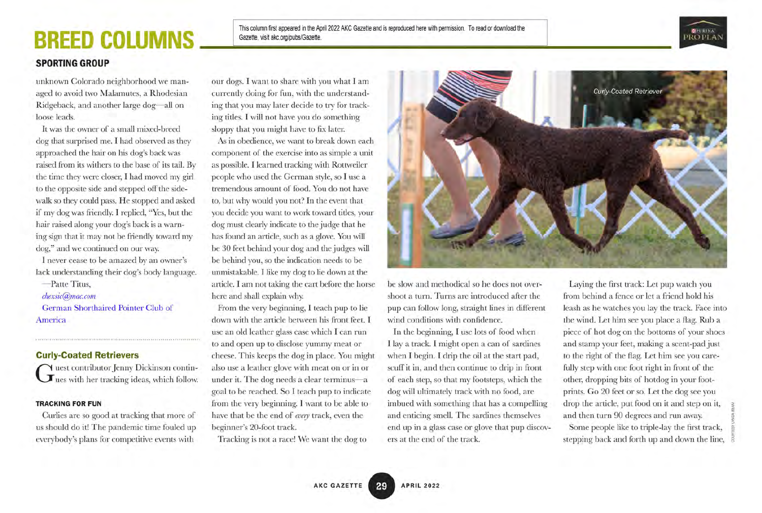# BREED COLUMNS

This column first appeared in the April 2022 AKC Gazette and is reproduced here with permission. To read or download the Gazette, visit akc.org/pubs/Gazette.

## SPORTING GROUP

unknown Colorado neighborhood we managed to avoid two Malamutes, a Rhodesian Ridgeback, and another large dog—all on loose leads.

It was the owner of a small mixed-breed dog that surprised me. I had observed as they approached the hair on his dog's back was raised from its withers to the base of its tail. By the time they were closer, I had moved my girl to the opposite side and stepped off the sidewalk so they could pass. He stopped and asked if my dog was friendly. I replied, "Yes, but the hair raised along your dog's back is a warning sign that it may not be friendly toward my dog," and we continued on our way.

I never cease to be amazed by an owner's lack understanding their dog's body language.

—Patte Titus,

*chexsic@mac.com*

German Shorthaired Pointer Club of America

### Curly-Coated Retrievers

Guest contributor Jenny Dickinson continues with her tracking ideas, which follow.

#### TRACKING FOR FUN

Curlies are so good at tracking that more of us should do it! The pandemic time fouled up everybody's plans for competitive events with our dogs. I want to share with you what I am currently doing for fun, with the understanding that you may later decide to try for tracking titles. I will not have you do something sloppy that you might have to fix later.

As in obedience, we want to break down each component of the exercise into as simple a unit as possible. I learned tracking with Rottweiler people who used the German style, so I use a tremendous amount of food. You do not have to, but why would you not? In the event that you decide you want to work toward titles, your dog must clearly indicate to the judge that he has found an article, such as a glove. You will be 30 feet behind your dog and the judges will be behind you, so the indication needs to be unmistakable. I like my dog to lie down at the article. I am not taking the cart before the horse here and shall explain why.

From the very beginning, I teach pup to lie down with the article between his front feet. I use an old leather glass case which I can run to and open up to disclose yummy meat or cheese. This keeps the dog in place. You might also use a leather glove with meat on or in or under it. The dog needs a clear terminus—a goal to be reached. So I teach pup to indicate from the very beginning. I want to be able to have that be the end of *every* track, even the beginner's 20-foot track.

Tracking is not a race! We want the dog to be slow and methodical so he does not overshoot a turn. Turns are introduced after the pup can follow long, straight lines in different wind conditions with confidence.

Curly-Coated Retriever

In the beginning, I use lots of food when I lay a track. I might open a can of sardines when I begin. I drip the oil at the start pad, scuff it in, and then continue to drip in front of each step, so that my footsteps, which the dog will ultimately track with no food, are imbued with something that has a compelling and enticing smell. The sardines themselves end up in a glass case or glove that pup discovers at the end of the track.

Laying the first track: Let pup watch you from behind a fence or let a friend hold his leash as he watches you lay the track. Face into the wind. Let him see you place a flag. Rub a piece of hot dog on the bottoms of your shoes and stamp your feet, making a scent-pad just to the right of the flag. Let him see you carefully step with one foot right in front of the other, dropping bits of hotdog in your footprints. Go 20 feet or so. Let the dog see you drop the article, put food on it and step on it, and then turn 90 degrees and run away.

Some people like to triple-lay the first track, stepping back and forth up and down the line,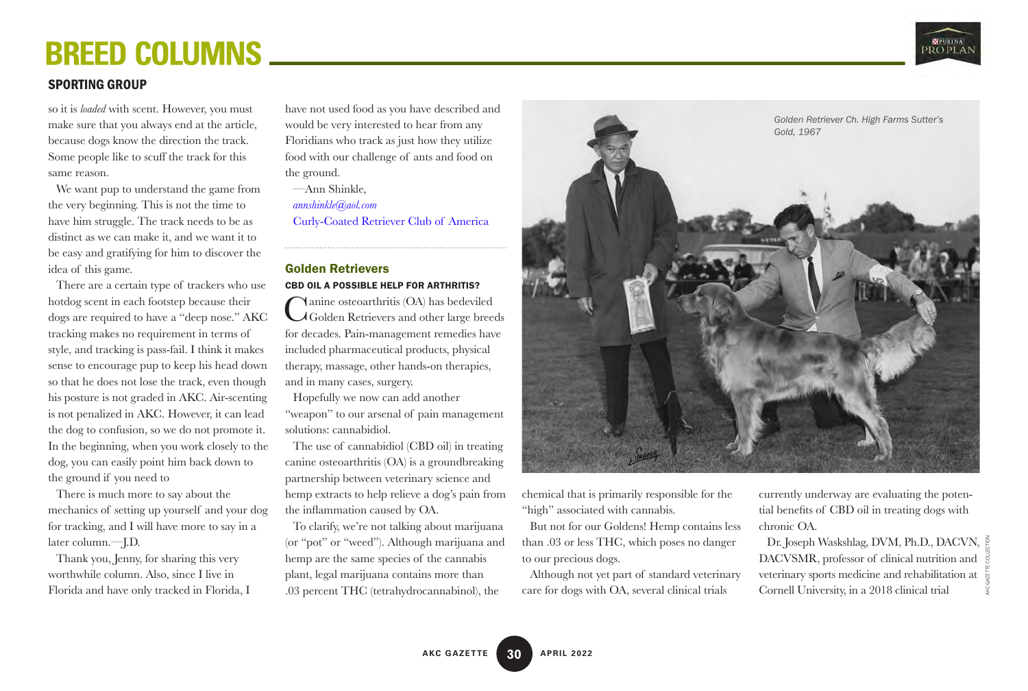# BREED COLUMNS

## SPORTING GROUP

so it is *loaded* with scent. However, you must make sure that you always end at the article, because dogs know the direction the track. Some people like to scuff the track for this same reason.

We want pup to understand the game from the very beginning. This is not the time to have him struggle. The track needs to be as distinct as we can make it, and we want it to be easy and gratifying for him to discover the idea of this game.

There are a certain type of trackers who use hotdog scent in each footstep because their dogs are required to have a "deep nose." AKC tracking makes no requirement in terms of style, and tracking is pass-fail. I think it makes sense to encourage pup to keep his head down so that he does not lose the track, even though his posture is not graded in AKC. Air-scenting is not penalized in AKC. However, it can lead the dog to confusion, so we do not promote it. In the beginning, when you work closely to the dog, you can easily point him back down to the ground if you need to

There is much more to say about the mechanics of setting up yourself and your dog for tracking, and I will have more to say in a later column.—J.D.

Thank you, Jenny, for sharing this very worthwhile column. Also, since I live in Florida and have only tracked in Florida, I have not used food as you have described and would be very interested to hear from any Floridians who track as just how they utilize food with our challenge of ants and food on the ground.

—Ann Shinkle,
*annshinkle@aol.com*
Curly-Coated Retriever Club of America

### Golden Retrievers

**CBD OIL A POSSIBLE HELP FOR ARTHRITIS?**

Canine osteoarthritis (OA) has bedeviled Golden Retrievers and other large breeds for decades. Pain-management remedies have included pharmaceutical products, physical therapy, massage, other hands-on therapies, and in many cases, surgery.

Hopefully we now can add another "weapon" to our arsenal of pain management solutions: cannabidiol.

The use of cannabidiol (CBD oil) in treating canine osteoarthritis (OA) is a groundbreaking partnership between veterinary science and hemp extracts to help relieve a dog's pain from the inflammation caused by OA.

To clarify, we're not talking about marijuana (or "pot" or "weed"). Although marijuana and hemp are the same species of the cannabis plant, legal marijuana contains more than .03 percent THC (tetrahydrocannabinol), the chemical that is primarily responsible for the "high" associated with cannabis.

*Golden Retriever Ch. High Farms Sutter's Gold, 1967*

But not for our Goldens! Hemp contains less than .03 or less THC, which poses no danger to our precious dogs.

Although not yet part of standard veterinary care for dogs with OA, several clinical trials currently underway are evaluating the potential benefits of CBD oil in treating dogs with chronic OA.

Dr. Joseph Wakshlag, DVM, Ph.D., DACVN, DACVSMR, professor of clinical nutrition and veterinary sports medicine and rehabilitation at Cornell University, in a 2018 clinical trial